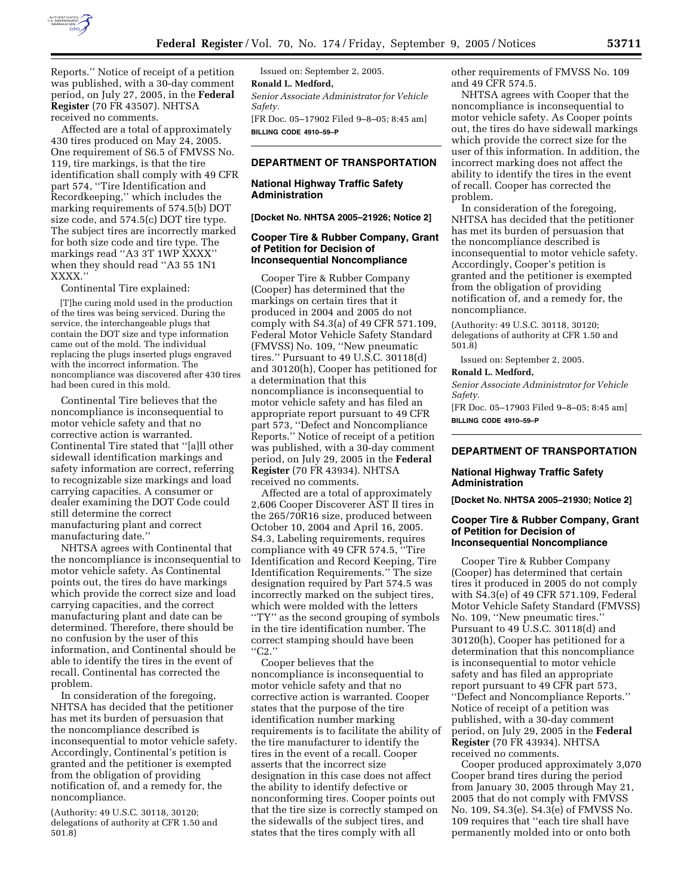Reports.'' Notice of receipt of a petition was published, with a 30-day comment period, on July 27, 2005, in the **Federal Register** (70 FR 43507). NHTSA received no comments.

Affected are a total of approximately 430 tires produced on May 24, 2005. One requirement of S6.5 of FMVSS No. 119, tire markings, is that the tire identification shall comply with 49 CFR part 574, ''Tire Identification and Recordkeeping,'' which includes the marking requirements of 574.5(b) DOT size code, and 574.5(c) DOT tire type. The subject tires are incorrectly marked for both size code and tire type. The markings read ''A3 3T 1WP XXXX'' when they should read ''A3 55 1N1 XXXX.''

Continental Tire explained:

> [T]he curing mold used in the production of the tires was being serviced. During the service, the interchangeable plugs that contain the DOT size and type information came out of the mold. The individual replacing the plugs inserted plugs engraved with the incorrect information. The noncompliance was discovered after 430 tires had been cured in this mold.

Continental Tire believes that the noncompliance is inconsequential to motor vehicle safety and that no corrective action is warranted. Continental Tire stated that ''[a]ll other sidewall identification markings and safety information are correct, referring to recognizable size markings and load carrying capacities. A consumer or dealer examining the DOT Code could still determine the correct manufacturing plant and correct manufacturing date.''

NHTSA agrees with Continental that the noncompliance is inconsequential to motor vehicle safety. As Continental points out, the tires do have markings which provide the correct size and load carrying capacities, and the correct manufacturing plant and date can be determined. Therefore, there should be no confusion by the user of this information, and Continental should be able to identify the tires in the event of recall. Continental has corrected the problem.

In consideration of the foregoing, NHTSA has decided that the petitioner has met its burden of persuasion that the noncompliance described is inconsequential to motor vehicle safety. Accordingly, Continental's petition is granted and the petitioner is exempted from the obligation of providing notification of, and a remedy for, the noncompliance.

(Authority: 49 U.S.C. 30118, 30120; delegations of authority at CFR 1.50 and 501.8)

Issued on: September 2, 2005.

**Ronald L. Medford,**

*Senior Associate Administrator for Vehicle Safety.*

[FR Doc. 05–17902 Filed 9–8–05; 8:45 am]

**BILLING CODE 4910–59–P**

---

## DEPARTMENT OF TRANSPORTATION

### National Highway Traffic Safety Administration

**[Docket No. NHTSA 2005–21926; Notice 2]**

### Cooper Tire & Rubber Company, Grant of Petition for Decision of Inconsequential Noncompliance

Cooper Tire & Rubber Company (Cooper) has determined that the markings on certain tires that it produced in 2004 and 2005 do not comply with S4.3(a) of 49 CFR 571.109, Federal Motor Vehicle Safety Standard (FMVSS) No. 109, ''New pneumatic tires.'' Pursuant to 49 U.S.C. 30118(d) and 30120(h), Cooper has petitioned for a determination that this noncompliance is inconsequential to motor vehicle safety and has filed an appropriate report pursuant to 49 CFR part 573, ''Defect and Noncompliance Reports.'' Notice of receipt of a petition was published, with a 30-day comment period, on July 29, 2005 in the **Federal Register** (70 FR 43934). NHTSA received no comments.

Affected are a total of approximately 2,606 Cooper Discoverer AST II tires in the 265/70R16 size, produced between October 10, 2004 and April 16, 2005. S4.3, Labeling requirements, requires compliance with 49 CFR 574.5, ''Tire Identification and Record Keeping, Tire Identification Requirements.'' The size designation required by Part 574.5 was incorrectly marked on the subject tires, which were molded with the letters ''TY'' as the second grouping of symbols in the tire identification number. The correct stamping should have been ''C2.''

Cooper believes that the noncompliance is inconsequential to motor vehicle safety and that no corrective action is warranted. Cooper states that the purpose of the tire identification number marking requirements is to facilitate the ability of the tire manufacturer to identify the tires in the event of a recall. Cooper asserts that the incorrect size designation in this case does not affect the ability to identify defective or nonconforming tires. Cooper points out that the tire size is correctly stamped on the sidewalls of the subject tires, and states that the tires comply with all other requirements of FMVSS No. 109 and 49 CFR 574.5.

NHTSA agrees with Cooper that the noncompliance is inconsequential to motor vehicle safety. As Cooper points out, the tires do have sidewall markings which provide the correct size for the user of this information. In addition, the incorrect marking does not affect the ability to identify the tires in the event of recall. Cooper has corrected the problem.

In consideration of the foregoing, NHTSA has decided that the petitioner has met its burden of persuasion that the noncompliance described is inconsequential to motor vehicle safety. Accordingly, Cooper's petition is granted and the petitioner is exempted from the obligation of providing notification of, and a remedy for, the noncompliance.

(Authority: 49 U.S.C. 30118, 30120; delegations of authority at CFR 1.50 and 501.8)

Issued on: September 2, 2005.

**Ronald L. Medford,**

*Senior Associate Administrator for Vehicle Safety.*

[FR Doc. 05–17903 Filed 9–8–05; 8:45 am]

**BILLING CODE 4910–59–P**

---

## DEPARTMENT OF TRANSPORTATION

### National Highway Traffic Safety Administration

**[Docket No. NHTSA 2005–21930; Notice 2]**

### Cooper Tire & Rubber Company, Grant of Petition for Decision of Inconsequential Noncompliance

Cooper Tire & Rubber Company (Cooper) has determined that certain tires it produced in 2005 do not comply with S4.3(e) of 49 CFR 571.109, Federal Motor Vehicle Safety Standard (FMVSS) No. 109, ''New pneumatic tires.'' Pursuant to 49 U.S.C. 30118(d) and 30120(h), Cooper has petitioned for a determination that this noncompliance is inconsequential to motor vehicle safety and has filed an appropriate report pursuant to 49 CFR part 573, ''Defect and Noncompliance Reports.'' Notice of receipt of a petition was published, with a 30-day comment period, on July 29, 2005 in the **Federal Register** (70 FR 43934). NHTSA received no comments.

Cooper produced approximately 3,070 Cooper brand tires during the period from January 30, 2005 through May 21, 2005 that do not comply with FMVSS No. 109, S4.3(e). S4.3(e) of FMVSS No. 109 requires that ''each tire shall have permanently molded into or onto both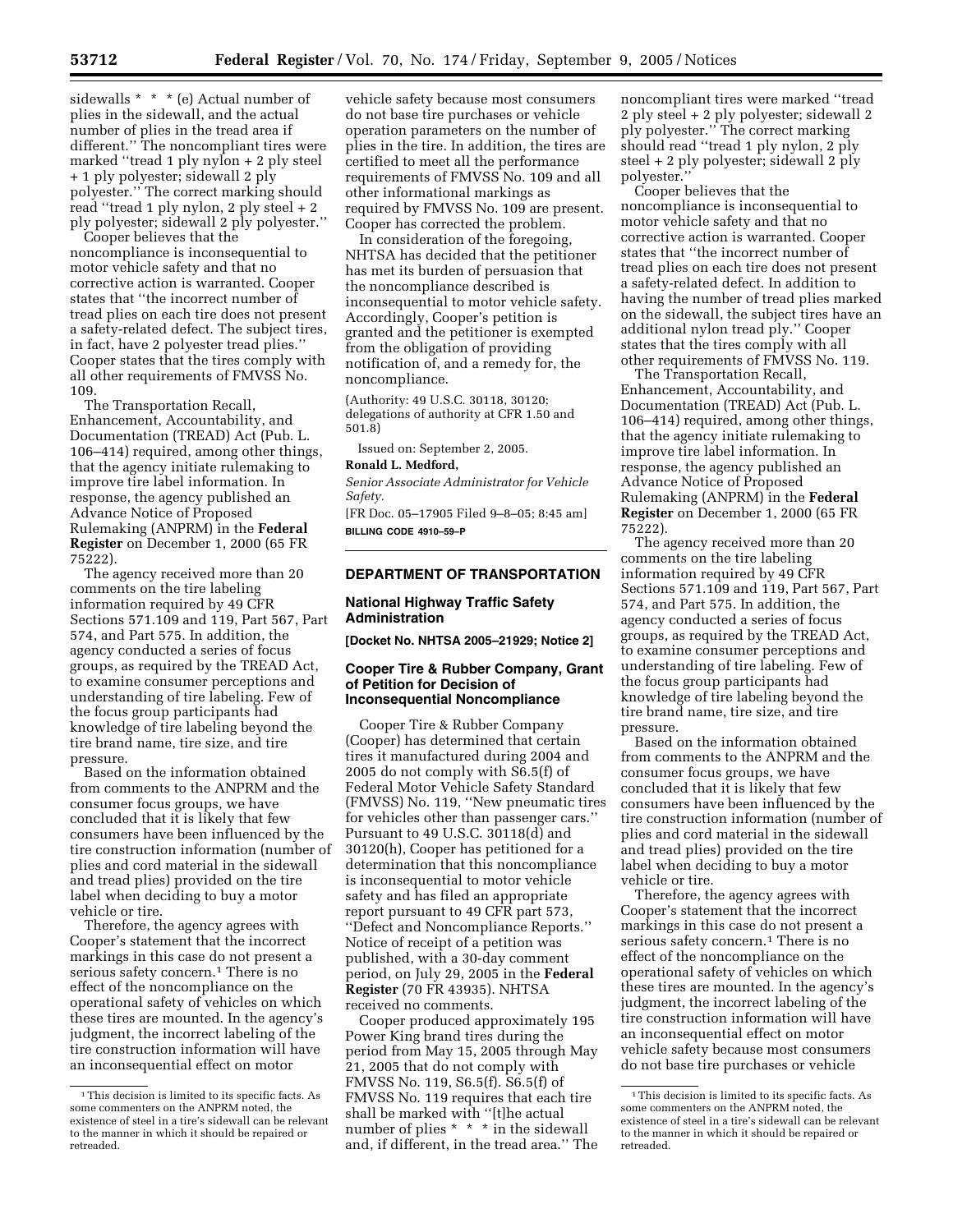sidewalls * * * (e) Actual number of plies in the sidewall, and the actual number of plies in the tread area if different.'' The noncompliant tires were marked ''tread 1 ply nylon + 2 ply steel + 1 ply polyester; sidewall 2 ply polyester.'' The correct marking should read ''tread 1 ply nylon, 2 ply steel + 2 ply polyester; sidewall 2 ply polyester.''

Cooper believes that the noncompliance is inconsequential to motor vehicle safety and that no corrective action is warranted. Cooper states that ''the incorrect number of tread plies on each tire does not present a safety-related defect. The subject tires, in fact, have 2 polyester tread plies.'' Cooper states that the tires comply with all other requirements of FMVSS No. 109.

The Transportation Recall, Enhancement, Accountability, and Documentation (TREAD) Act (Pub. L. 106–414) required, among other things, that the agency initiate rulemaking to improve tire label information. In response, the agency published an Advance Notice of Proposed Rulemaking (ANPRM) in the **Federal Register** on December 1, 2000 (65 FR 75222).

The agency received more than 20 comments on the tire labeling information required by 49 CFR Sections 571.109 and 119, Part 567, Part 574, and Part 575. In addition, the agency conducted a series of focus groups, as required by the TREAD Act, to examine consumer perceptions and understanding of tire labeling. Few of the focus group participants had knowledge of tire labeling beyond the tire brand name, tire size, and tire pressure.

Based on the information obtained from comments to the ANPRM and the consumer focus groups, we have concluded that it is likely that few consumers have been influenced by the tire construction information (number of plies and cord material in the sidewall and tread plies) provided on the tire label when deciding to buy a motor vehicle or tire.

Therefore, the agency agrees with Cooper's statement that the incorrect markings in this case do not present a serious safety concern.[1] There is no effect of the noncompliance on the operational safety of vehicles on which these tires are mounted. In the agency's judgment, the incorrect labeling of the tire construction information will have an inconsequential effect on motor vehicle safety because most consumers do not base tire purchases or vehicle operation parameters on the number of plies in the tire. In addition, the tires are certified to meet all the performance requirements of FMVSS No. 109 and all other informational markings as required by FMVSS No. 109 are present. Cooper has corrected the problem.

In consideration of the foregoing, NHTSA has decided that the petitioner has met its burden of persuasion that the noncompliance described is inconsequential to motor vehicle safety. Accordingly, Cooper's petition is granted and the petitioner is exempted from the obligation of providing notification of, and a remedy for, the noncompliance.

(Authority: 49 U.S.C. 30118, 30120; delegations of authority at CFR 1.50 and 501.8)

Issued on: September 2, 2005.

**Ronald L. Medford,**

*Senior Associate Administrator for Vehicle Safety.*

[FR Doc. 05–17905 Filed 9–8–05; 8:45 am]

**BILLING CODE 4910–59–P**

[1] This decision is limited to its specific facts. As some commenters on the ANPRM noted, the existence of steel in a tire's sidewall can be relevant to the manner in which it should be repaired or retreaded.

---

## DEPARTMENT OF TRANSPORTATION

### National Highway Traffic Safety Administration

**[Docket No. NHTSA 2005–21929; Notice 2]**

### Cooper Tire & Rubber Company, Grant of Petition for Decision of Inconsequential Noncompliance

Cooper Tire & Rubber Company (Cooper) has determined that certain tires it manufactured during 2004 and 2005 do not comply with S6.5(f) of Federal Motor Vehicle Safety Standard (FMVSS) No. 119, ''New pneumatic tires for vehicles other than passenger cars.'' Pursuant to 49 U.S.C. 30118(d) and 30120(h), Cooper has petitioned for a determination that this noncompliance is inconsequential to motor vehicle safety and has filed an appropriate report pursuant to 49 CFR part 573, ''Defect and Noncompliance Reports.'' Notice of receipt of a petition was published, with a 30-day comment period, on July 29, 2005 in the **Federal Register** (70 FR 43935). NHTSA received no comments.

Cooper produced approximately 195 Power King brand tires during the period from May 15, 2005 through May 21, 2005 that do not comply with FMVSS No. 119, S6.5(f). S6.5(f) of FMVSS No. 119 requires that each tire shall be marked with ''[t]he actual number of plies * * * in the sidewall and, if different, in the tread area.'' The noncompliant tires were marked ''tread 2 ply steel + 2 ply polyester; sidewall 2 ply polyester.'' The correct marking should read ''tread 1 ply nylon, 2 ply steel + 2 ply polyester; sidewall 2 ply polyester.''

Cooper believes that the noncompliance is inconsequential to motor vehicle safety and that no corrective action is warranted. Cooper states that ''the incorrect number of tread plies on each tire does not present a safety-related defect. In addition to having the number of tread plies marked on the sidewall, the subject tires have an additional nylon tread ply.'' Cooper states that the tires comply with all other requirements of FMVSS No. 119.

The Transportation Recall, Enhancement, Accountability, and Documentation (TREAD) Act (Pub. L. 106–414) required, among other things, that the agency initiate rulemaking to improve tire label information. In response, the agency published an Advance Notice of Proposed Rulemaking (ANPRM) in the **Federal Register** on December 1, 2000 (65 FR 75222).

The agency received more than 20 comments on the tire labeling information required by 49 CFR Sections 571.109 and 119, Part 567, Part 574, and Part 575. In addition, the agency conducted a series of focus groups, as required by the TREAD Act, to examine consumer perceptions and understanding of tire labeling. Few of the focus group participants had knowledge of tire labeling beyond the tire brand name, tire size, and tire pressure.

Based on the information obtained from comments to the ANPRM and the consumer focus groups, we have concluded that it is likely that few consumers have been influenced by the tire construction information (number of plies and cord material in the sidewall and tread plies) provided on the tire label when deciding to buy a motor vehicle or tire.

Therefore, the agency agrees with Cooper's statement that the incorrect markings in this case do not present a serious safety concern.[1] There is no effect of the noncompliance on the operational safety of vehicles on which these tires are mounted. In the agency's judgment, the incorrect labeling of the tire construction information will have an inconsequential effect on motor vehicle safety because most consumers do not base tire purchases or vehicle

[1] This decision is limited to its specific facts. As some commenters on the ANPRM noted, the existence of steel in a tire's sidewall can be relevant to the manner in which it should be repaired or retreaded.